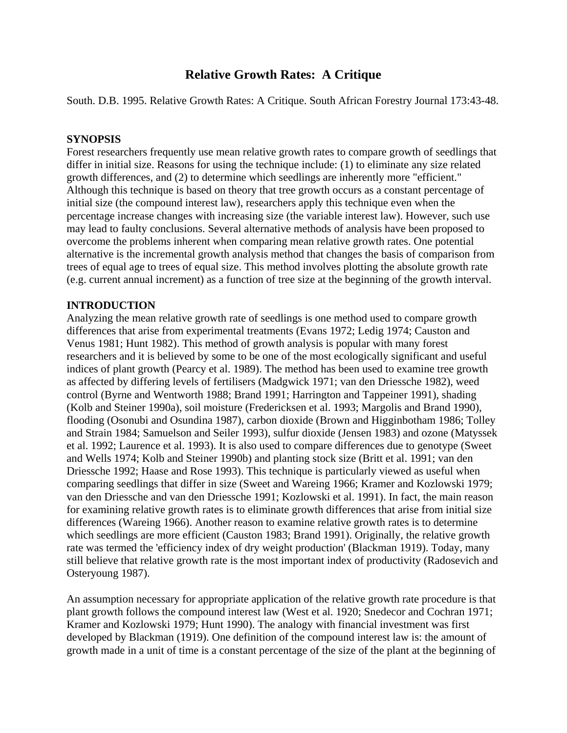# Relative Growth Rates: A Critique

South. D.B. 1995. Relative Growth Rates: A Critique. South African Forestry Journal 173:43-48.

## SYNOPSIS

Forest researchers frequently use mean relative growth rates to compare growth of seedlings that differ in initial size. Reasons for using the technique include: (1) to eliminate any size related growth differences, and (2) to determine which seedlings are inherently more "efficient." Although this technique is based on theory that tree growth occurs as a constant percentage of initial size (the compound interest law), researchers apply this technique even when the percentage increase changes with increasing size (the variable interest law). However, such use may lead to faulty conclusions. Several alternative methods of analysis have been proposed to overcome the problems inherent when comparing mean relative growth rates. One potential alternative is the incremental growth analysis method that changes the basis of comparison from trees of equal age to trees of equal size. This method involves plotting the absolute growth rate (e.g. current annual increment) as a function of tree size at the beginning of the growth interval.

## INTRODUCTION

Analyzing the mean relative growth rate of seedlings is one method used to compare growth differences that arise from experimental treatments (Evans 1972; Ledig 1974; Causton and Venus 1981; Hunt 1982). This method of growth analysis is popular with many forest researchers and it is believed by some to be one of the most ecologically significant and useful indices of plant growth (Pearcy et al. 1989). The method has been used to examine tree growth as affected by differing levels of fertilisers (Madgwick 1971; van den Driessche 1982), weed control (Byrne and Wentworth 1988; Brand 1991; Harrington and Tappeiner 1991), shading (Kolb and Steiner 1990a), soil moisture (Fredericksen et al. 1993; Margolis and Brand 1990), flooding (Osonubi and Osundina 1987), carbon dioxide (Brown and Higginbotham 1986; Tolley and Strain 1984; Samuelson and Seiler 1993), sulfur dioxide (Jensen 1983) and ozone (Matyssek et al. 1992; Laurence et al. 1993). It is also used to compare differences due to genotype (Sweet and Wells 1974; Kolb and Steiner 1990b) and planting stock size (Britt et al. 1991; van den Driessche 1992; Haase and Rose 1993). This technique is particularly viewed as useful when comparing seedlings that differ in size (Sweet and Wareing 1966; Kramer and Kozlowski 1979; van den Driessche and van den Driessche 1991; Kozlowski et al. 1991). In fact, the main reason for examining relative growth rates is to eliminate growth differences that arise from initial size differences (Wareing 1966). Another reason to examine relative growth rates is to determine which seedlings are more efficient (Causton 1983; Brand 1991). Originally, the relative growth rate was termed the 'efficiency index of dry weight production' (Blackman 1919). Today, many still believe that relative growth rate is the most important index of productivity (Radosevich and Osteryoung 1987).

An assumption necessary for appropriate application of the relative growth rate procedure is that plant growth follows the compound interest law (West et al. 1920; Snedecor and Cochran 1971; Kramer and Kozlowski 1979; Hunt 1990). The analogy with financial investment was first developed by Blackman (1919). One definition of the compound interest law is: the amount of growth made in a unit of time is a constant percentage of the size of the plant at the beginning of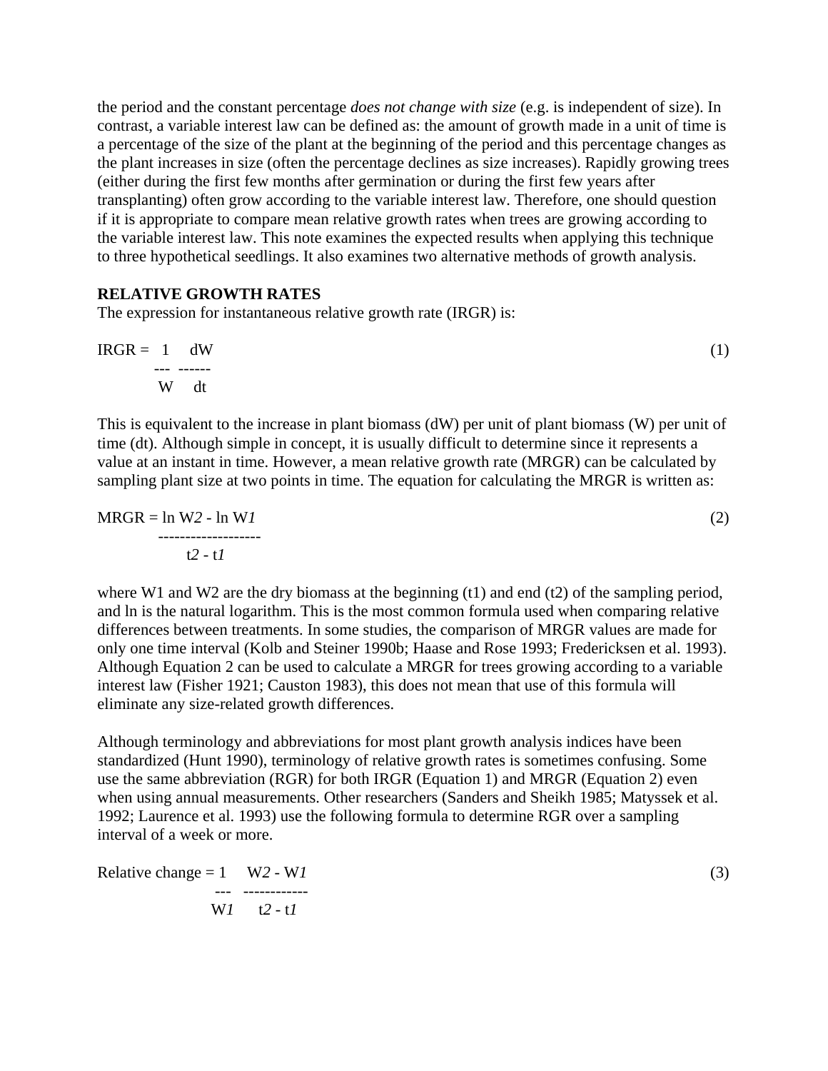the period and the constant percentage *does not change with size* (e.g. is independent of size). In contrast, a variable interest law can be defined as: the amount of growth made in a unit of time is a percentage of the size of the plant at the beginning of the period and this percentage changes as the plant increases in size (often the percentage declines as size increases). Rapidly growing trees (either during the first few months after germination or during the first few years after transplanting) often grow according to the variable interest law. Therefore, one should question if it is appropriate to compare mean relative growth rates when trees are growing according to the variable interest law. This note examines the expected results when applying this technique to three hypothetical seedlings. It also examines two alternative methods of growth analysis.

**RELATIVE GROWTH RATES**

The expression for instantaneous relative growth rate (IRGR) is:

$$\text{IRGR} = \frac{1}{W}\frac{dW}{dt} \tag{1}$$

This is equivalent to the increase in plant biomass (dW) per unit of plant biomass (W) per unit of time (dt). Although simple in concept, it is usually difficult to determine since it represents a value at an instant in time. However, a mean relative growth rate (MRGR) can be calculated by sampling plant size at two points in time. The equation for calculating the MRGR is written as:

$$\text{MRGR} = \frac{\ln W_2 - \ln W_1}{t_2 - t_1} \tag{2}$$

where $W_1$ and $W_2$ are the dry biomass at the beginning ($t_1$) and end ($t_2$) of the sampling period, and ln is the natural logarithm. This is the most common formula used when comparing relative differences between treatments. In some studies, the comparison of MRGR values are made for only one time interval (Kolb and Steiner 1990b; Haase and Rose 1993; Fredericksen et al. 1993). Although Equation 2 can be used to calculate a MRGR for trees growing according to a variable interest law (Fisher 1921; Causton 1983), this does not mean that use of this formula will eliminate any size-related growth differences.

Although terminology and abbreviations for most plant growth analysis indices have been standardized (Hunt 1990), terminology of relative growth rates is sometimes confusing. Some use the same abbreviation (RGR) for both IRGR (Equation 1) and MRGR (Equation 2) even when using annual measurements. Other researchers (Sanders and Sheikh 1985; Matyssek et al. 1992; Laurence et al. 1993) use the following formula to determine RGR over a sampling interval of a week or more.

$$\text{Relative change} = \frac{1}{W_1}\frac{W_2 - W_1}{t_2 - t_1} \tag{3}$$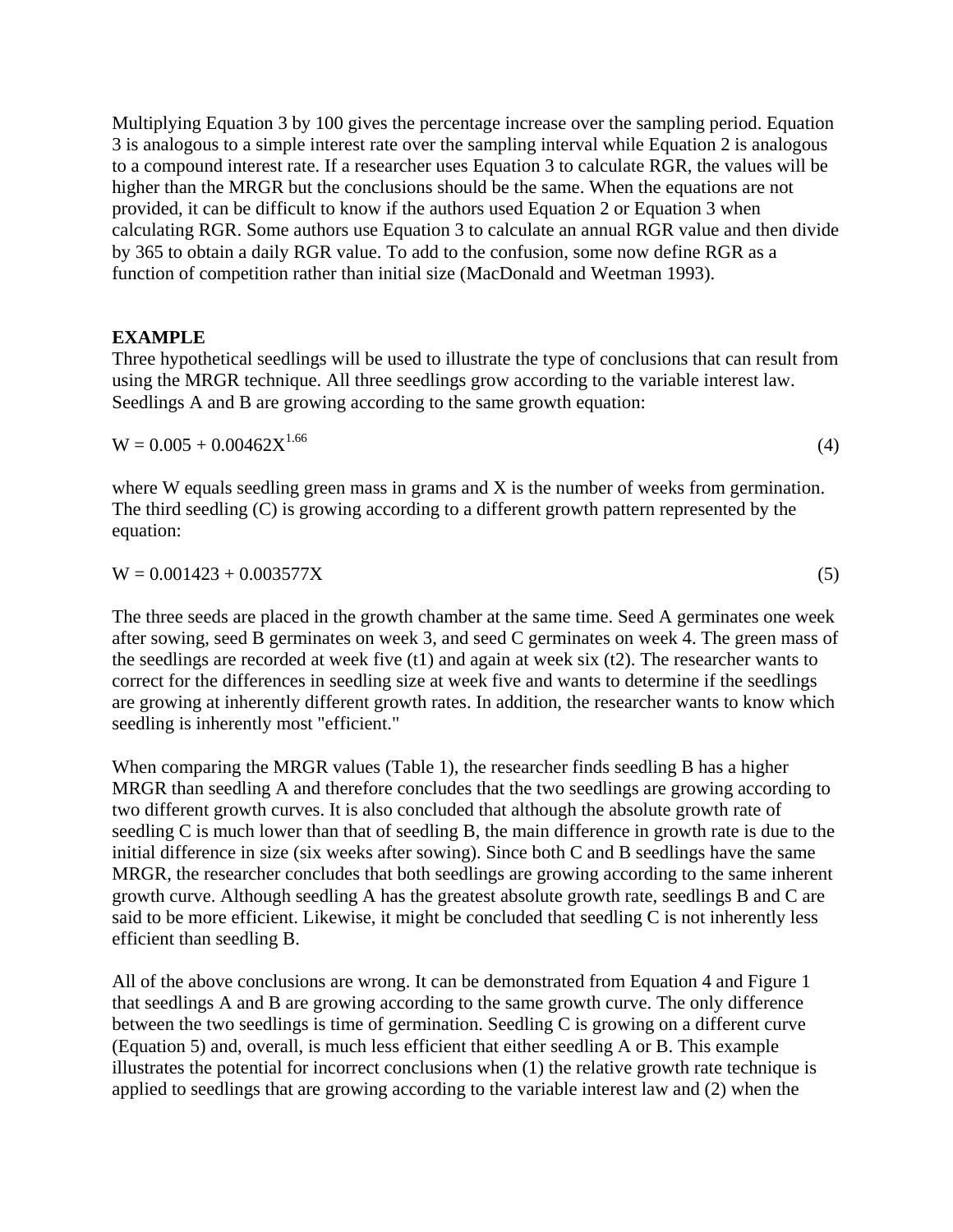Multiplying Equation 3 by 100 gives the percentage increase over the sampling period. Equation 3 is analogous to a simple interest rate over the sampling interval while Equation 2 is analogous to a compound interest rate. If a researcher uses Equation 3 to calculate RGR, the values will be higher than the MRGR but the conclusions should be the same. When the equations are not provided, it can be difficult to know if the authors used Equation 2 or Equation 3 when calculating RGR. Some authors use Equation 3 to calculate an annual RGR value and then divide by 365 to obtain a daily RGR value. To add to the confusion, some now define RGR as a function of competition rather than initial size (MacDonald and Weetman 1993).

**EXAMPLE**

Three hypothetical seedlings will be used to illustrate the type of conclusions that can result from using the MRGR technique. All three seedlings grow according to the variable interest law. Seedlings A and B are growing according to the same growth equation:

$$W = 0.005 + 0.00462X^{1.66} \quad (4)$$

where W equals seedling green mass in grams and X is the number of weeks from germination. The third seedling (C) is growing according to a different growth pattern represented by the equation:

$$W = 0.001423 + 0.003577X \quad (5)$$

The three seeds are placed in the growth chamber at the same time. Seed A germinates one week after sowing, seed B germinates on week 3, and seed C germinates on week 4. The green mass of the seedlings are recorded at week five (t1) and again at week six (t2). The researcher wants to correct for the differences in seedling size at week five and wants to determine if the seedlings are growing at inherently different growth rates. In addition, the researcher wants to know which seedling is inherently most "efficient."

When comparing the MRGR values (Table 1), the researcher finds seedling B has a higher MRGR than seedling A and therefore concludes that the two seedlings are growing according to two different growth curves. It is also concluded that although the absolute growth rate of seedling C is much lower than that of seedling B, the main difference in growth rate is due to the initial difference in size (six weeks after sowing). Since both C and B seedlings have the same MRGR, the researcher concludes that both seedlings are growing according to the same inherent growth curve. Although seedling A has the greatest absolute growth rate, seedlings B and C are said to be more efficient. Likewise, it might be concluded that seedling C is not inherently less efficient than seedling B.

All of the above conclusions are wrong. It can be demonstrated from Equation 4 and Figure 1 that seedlings A and B are growing according to the same growth curve. The only difference between the two seedlings is time of germination. Seedling C is growing on a different curve (Equation 5) and, overall, is much less efficient that either seedling A or B. This example illustrates the potential for incorrect conclusions when (1) the relative growth rate technique is applied to seedlings that are growing according to the variable interest law and (2) when the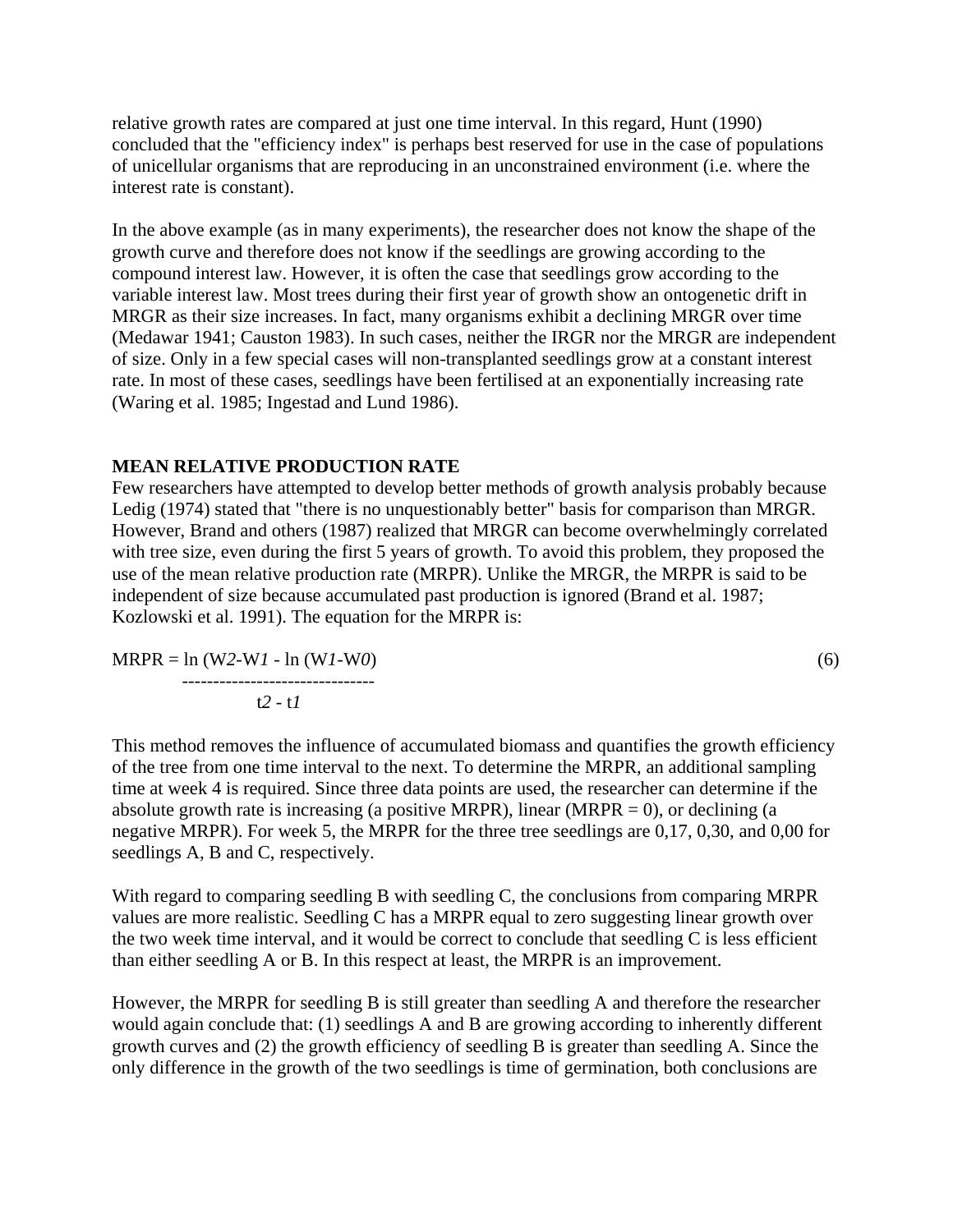relative growth rates are compared at just one time interval. In this regard, Hunt (1990) concluded that the "efficiency index" is perhaps best reserved for use in the case of populations of unicellular organisms that are reproducing in an unconstrained environment (i.e. where the interest rate is constant).

In the above example (as in many experiments), the researcher does not know the shape of the growth curve and therefore does not know if the seedlings are growing according to the compound interest law. However, it is often the case that seedlings grow according to the variable interest law. Most trees during their first year of growth show an ontogenetic drift in MRGR as their size increases. In fact, many organisms exhibit a declining MRGR over time (Medawar 1941; Causton 1983). In such cases, neither the IRGR nor the MRGR are independent of size. Only in a few special cases will non-transplanted seedlings grow at a constant interest rate. In most of these cases, seedlings have been fertilised at an exponentially increasing rate (Waring et al. 1985; Ingestad and Lund 1986).

**MEAN RELATIVE PRODUCTION RATE**

Few researchers have attempted to develop better methods of growth analysis probably because Ledig (1974) stated that "there is no unquestionably better" basis for comparison than MRGR. However, Brand and others (1987) realized that MRGR can become overwhelmingly correlated with tree size, even during the first 5 years of growth. To avoid this problem, they proposed the use of the mean relative production rate (MRPR). Unlike the MRGR, the MRPR is said to be independent of size because accumulated past production is ignored (Brand et al. 1987; Kozlowski et al. 1991). The equation for the MRPR is:

$$MRPR = \frac{\ln (W_2 - W_1) - \ln (W_1 - W_0)}{t_2 - t_1} \qquad (6)$$

This method removes the influence of accumulated biomass and quantifies the growth efficiency of the tree from one time interval to the next. To determine the MRPR, an additional sampling time at week 4 is required. Since three data points are used, the researcher can determine if the absolute growth rate is increasing (a positive MRPR), linear (MRPR = 0), or declining (a negative MRPR). For week 5, the MRPR for the three tree seedlings are 0,17, 0,30, and 0,00 for seedlings A, B and C, respectively.

With regard to comparing seedling B with seedling C, the conclusions from comparing MRPR values are more realistic. Seedling C has a MRPR equal to zero suggesting linear growth over the two week time interval, and it would be correct to conclude that seedling C is less efficient than either seedling A or B. In this respect at least, the MRPR is an improvement.

However, the MRPR for seedling B is still greater than seedling A and therefore the researcher would again conclude that: (1) seedlings A and B are growing according to inherently different growth curves and (2) the growth efficiency of seedling B is greater than seedling A. Since the only difference in the growth of the two seedlings is time of germination, both conclusions are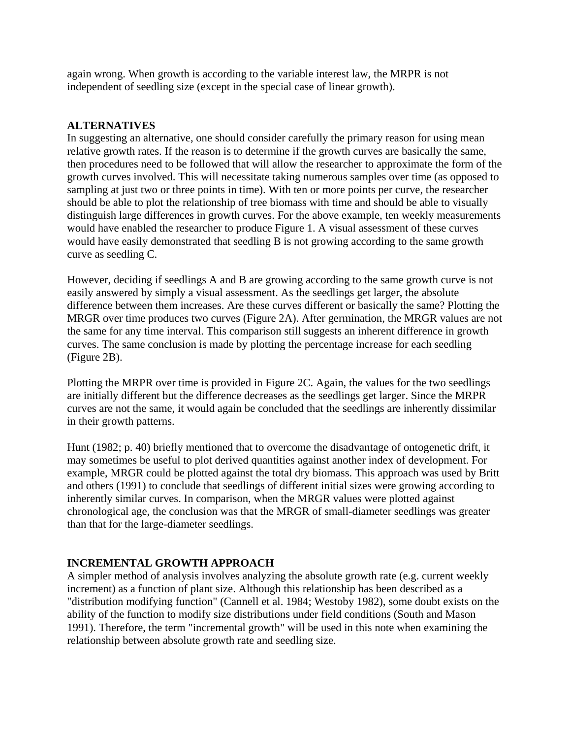again wrong. When growth is according to the variable interest law, the MRPR is not independent of seedling size (except in the special case of linear growth).

## ALTERNATIVES

In suggesting an alternative, one should consider carefully the primary reason for using mean relative growth rates. If the reason is to determine if the growth curves are basically the same, then procedures need to be followed that will allow the researcher to approximate the form of the growth curves involved. This will necessitate taking numerous samples over time (as opposed to sampling at just two or three points in time). With ten or more points per curve, the researcher should be able to plot the relationship of tree biomass with time and should be able to visually distinguish large differences in growth curves. For the above example, ten weekly measurements would have enabled the researcher to produce Figure 1. A visual assessment of these curves would have easily demonstrated that seedling B is not growing according to the same growth curve as seedling C.

However, deciding if seedlings A and B are growing according to the same growth curve is not easily answered by simply a visual assessment. As the seedlings get larger, the absolute difference between them increases. Are these curves different or basically the same? Plotting the MRGR over time produces two curves (Figure 2A). After germination, the MRGR values are not the same for any time interval. This comparison still suggests an inherent difference in growth curves. The same conclusion is made by plotting the percentage increase for each seedling (Figure 2B).

Plotting the MRPR over time is provided in Figure 2C. Again, the values for the two seedlings are initially different but the difference decreases as the seedlings get larger. Since the MRPR curves are not the same, it would again be concluded that the seedlings are inherently dissimilar in their growth patterns.

Hunt (1982; p. 40) briefly mentioned that to overcome the disadvantage of ontogenetic drift, it may sometimes be useful to plot derived quantities against another index of development. For example, MRGR could be plotted against the total dry biomass. This approach was used by Britt and others (1991) to conclude that seedlings of different initial sizes were growing according to inherently similar curves. In comparison, when the MRGR values were plotted against chronological age, the conclusion was that the MRGR of small-diameter seedlings was greater than that for the large-diameter seedlings.

## INCREMENTAL GROWTH APPROACH

A simpler method of analysis involves analyzing the absolute growth rate (e.g. current weekly increment) as a function of plant size. Although this relationship has been described as a "distribution modifying function" (Cannell et al. 1984; Westoby 1982), some doubt exists on the ability of the function to modify size distributions under field conditions (South and Mason 1991). Therefore, the term "incremental growth" will be used in this note when examining the relationship between absolute growth rate and seedling size.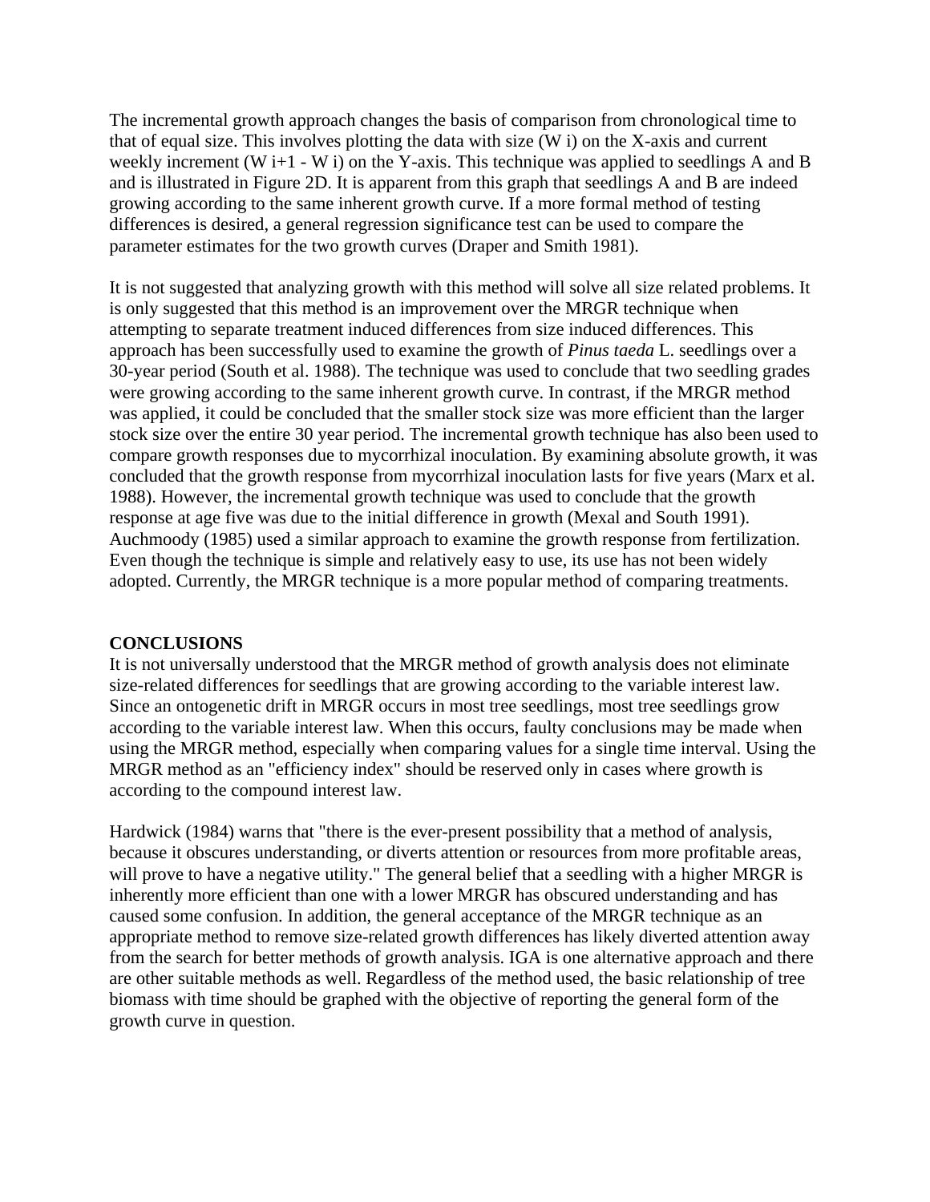The incremental growth approach changes the basis of comparison from chronological time to that of equal size. This involves plotting the data with size ($W_i$) on the X-axis and current weekly increment ($W_{i+1} - W_i$) on the Y-axis. This technique was applied to seedlings A and B and is illustrated in Figure 2D. It is apparent from this graph that seedlings A and B are indeed growing according to the same inherent growth curve. If a more formal method of testing differences is desired, a general regression significance test can be used to compare the parameter estimates for the two growth curves (Draper and Smith 1981).

It is not suggested that analyzing growth with this method will solve all size related problems. It is only suggested that this method is an improvement over the MRGR technique when attempting to separate treatment induced differences from size induced differences. This approach has been successfully used to examine the growth of *Pinus taeda* L. seedlings over a 30-year period (South et al. 1988). The technique was used to conclude that two seedling grades were growing according to the same inherent growth curve. In contrast, if the MRGR method was applied, it could be concluded that the smaller stock size was more efficient than the larger stock size over the entire 30 year period. The incremental growth technique has also been used to compare growth responses due to mycorrhizal inoculation. By examining absolute growth, it was concluded that the growth response from mycorrhizal inoculation lasts for five years (Marx et al. 1988). However, the incremental growth technique was used to conclude that the growth response at age five was due to the initial difference in growth (Mexal and South 1991). Auchmoody (1985) used a similar approach to examine the growth response from fertilization. Even though the technique is simple and relatively easy to use, its use has not been widely adopted. Currently, the MRGR technique is a more popular method of comparing treatments.

## CONCLUSIONS

It is not universally understood that the MRGR method of growth analysis does not eliminate size-related differences for seedlings that are growing according to the variable interest law. Since an ontogenetic drift in MRGR occurs in most tree seedlings, most tree seedlings grow according to the variable interest law. When this occurs, faulty conclusions may be made when using the MRGR method, especially when comparing values for a single time interval. Using the MRGR method as an "efficiency index" should be reserved only in cases where growth is according to the compound interest law.

Hardwick (1984) warns that "there is the ever-present possibility that a method of analysis, because it obscures understanding, or diverts attention or resources from more profitable areas, will prove to have a negative utility." The general belief that a seedling with a higher MRGR is inherently more efficient than one with a lower MRGR has obscured understanding and has caused some confusion. In addition, the general acceptance of the MRGR technique as an appropriate method to remove size-related growth differences has likely diverted attention away from the search for better methods of growth analysis. IGA is one alternative approach and there are other suitable methods as well. Regardless of the method used, the basic relationship of tree biomass with time should be graphed with the objective of reporting the general form of the growth curve in question.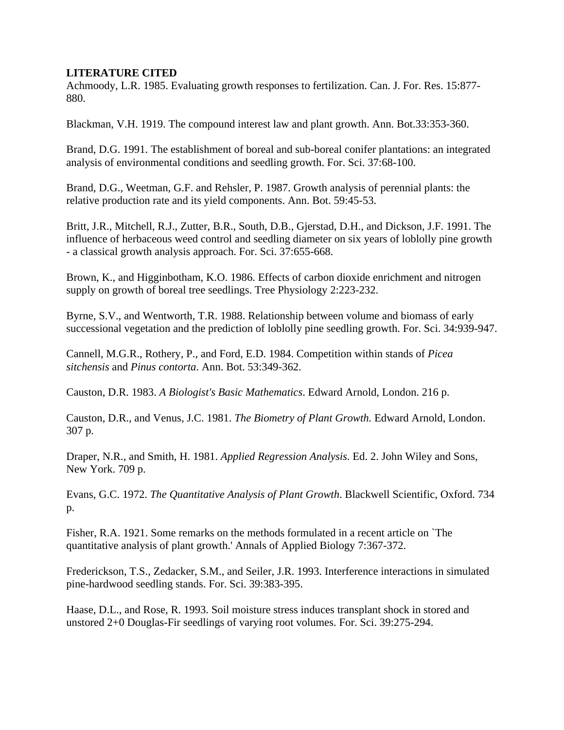## LITERATURE CITED

Achmoody, L.R. 1985. Evaluating growth responses to fertilization. Can. J. For. Res. 15:877-880.

Blackman, V.H. 1919. The compound interest law and plant growth. Ann. Bot.33:353-360.

Brand, D.G. 1991. The establishment of boreal and sub-boreal conifer plantations: an integrated analysis of environmental conditions and seedling growth. For. Sci. 37:68-100.

Brand, D.G., Weetman, G.F. and Rehsler, P. 1987. Growth analysis of perennial plants: the relative production rate and its yield components. Ann. Bot. 59:45-53.

Britt, J.R., Mitchell, R.J., Zutter, B.R., South, D.B., Gjerstad, D.H., and Dickson, J.F. 1991. The influence of herbaceous weed control and seedling diameter on six years of loblolly pine growth - a classical growth analysis approach. For. Sci. 37:655-668.

Brown, K., and Higginbotham, K.O. 1986. Effects of carbon dioxide enrichment and nitrogen supply on growth of boreal tree seedlings. Tree Physiology 2:223-232.

Byrne, S.V., and Wentworth, T.R. 1988. Relationship between volume and biomass of early successional vegetation and the prediction of loblolly pine seedling growth. For. Sci. 34:939-947.

Cannell, M.G.R., Rothery, P., and Ford, E.D. 1984. Competition within stands of *Picea sitchensis* and *Pinus contorta*. Ann. Bot. 53:349-362.

Causton, D.R. 1983. *A Biologist's Basic Mathematics*. Edward Arnold, London. 216 p.

Causton, D.R., and Venus, J.C. 1981. *The Biometry of Plant Growth.* Edward Arnold, London. 307 p.

Draper, N.R., and Smith, H. 1981. *Applied Regression Analysis.* Ed. 2. John Wiley and Sons, New York. 709 p.

Evans, G.C. 1972. *The Quantitative Analysis of Plant Growth*. Blackwell Scientific, Oxford. 734 p.

Fisher, R.A. 1921. Some remarks on the methods formulated in a recent article on `The quantitative analysis of plant growth.' Annals of Applied Biology 7:367-372.

Frederickson, T.S., Zedacker, S.M., and Seiler, J.R. 1993. Interference interactions in simulated pine-hardwood seedling stands. For. Sci. 39:383-395.

Haase, D.L., and Rose, R. 1993. Soil moisture stress induces transplant shock in stored and unstored 2+0 Douglas-Fir seedlings of varying root volumes. For. Sci. 39:275-294.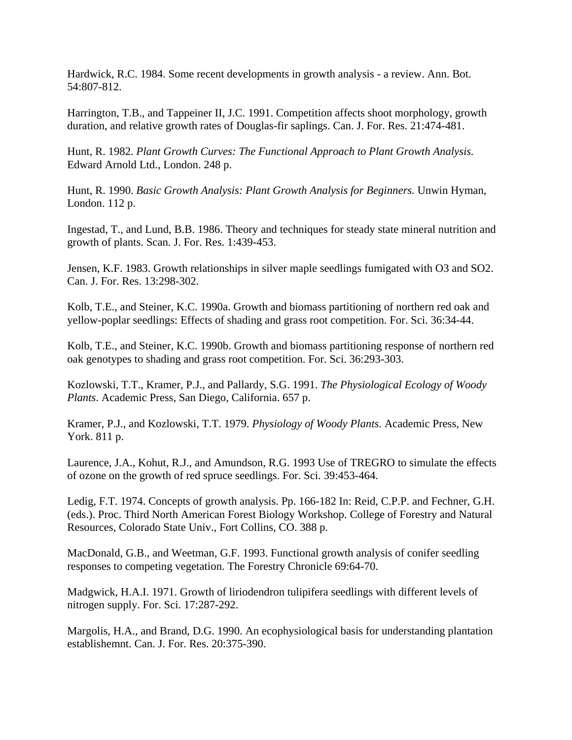Hardwick, R.C. 1984. Some recent developments in growth analysis - a review. Ann. Bot. 54:807-812.

Harrington, T.B., and Tappeiner II, J.C. 1991. Competition affects shoot morphology, growth duration, and relative growth rates of Douglas-fir saplings. Can. J. For. Res. 21:474-481.

Hunt, R. 1982. *Plant Growth Curves: The Functional Approach to Plant Growth Analysis.* Edward Arnold Ltd., London. 248 p.

Hunt, R. 1990. *Basic Growth Analysis: Plant Growth Analysis for Beginners.* Unwin Hyman, London. 112 p.

Ingestad, T., and Lund, B.B. 1986. Theory and techniques for steady state mineral nutrition and growth of plants. Scan. J. For. Res. 1:439-453.

Jensen, K.F. 1983. Growth relationships in silver maple seedlings fumigated with O3 and SO2. Can. J. For. Res. 13:298-302.

Kolb, T.E., and Steiner, K.C. 1990a. Growth and biomass partitioning of northern red oak and yellow-poplar seedlings: Effects of shading and grass root competition. For. Sci. 36:34-44.

Kolb, T.E., and Steiner, K.C. 1990b. Growth and biomass partitioning response of northern red oak genotypes to shading and grass root competition. For. Sci. 36:293-303.

Kozlowski, T.T., Kramer, P.J., and Pallardy, S.G. 1991. *The Physiological Ecology of Woody Plants*. Academic Press, San Diego, California. 657 p.

Kramer, P.J., and Kozlowski, T.T. 1979. *Physiology of Woody Plants.* Academic Press, New York. 811 p.

Laurence, J.A., Kohut, R.J., and Amundson, R.G. 1993 Use of TREGRO to simulate the effects of ozone on the growth of red spruce seedlings. For. Sci. 39:453-464.

Ledig, F.T. 1974. Concepts of growth analysis. Pp. 166-182 In: Reid, C.P.P. and Fechner, G.H. (eds.). Proc. Third North American Forest Biology Workshop. College of Forestry and Natural Resources, Colorado State Univ., Fort Collins, CO. 388 p.

MacDonald, G.B., and Weetman, G.F. 1993. Functional growth analysis of conifer seedling responses to competing vegetation. The Forestry Chronicle 69:64-70.

Madgwick, H.A.I. 1971. Growth of liriodendron tulipifera seedlings with different levels of nitrogen supply. For. Sci. 17:287-292.

Margolis, H.A., and Brand, D.G. 1990. An ecophysiological basis for understanding plantation establishemnt. Can. J. For. Res. 20:375-390.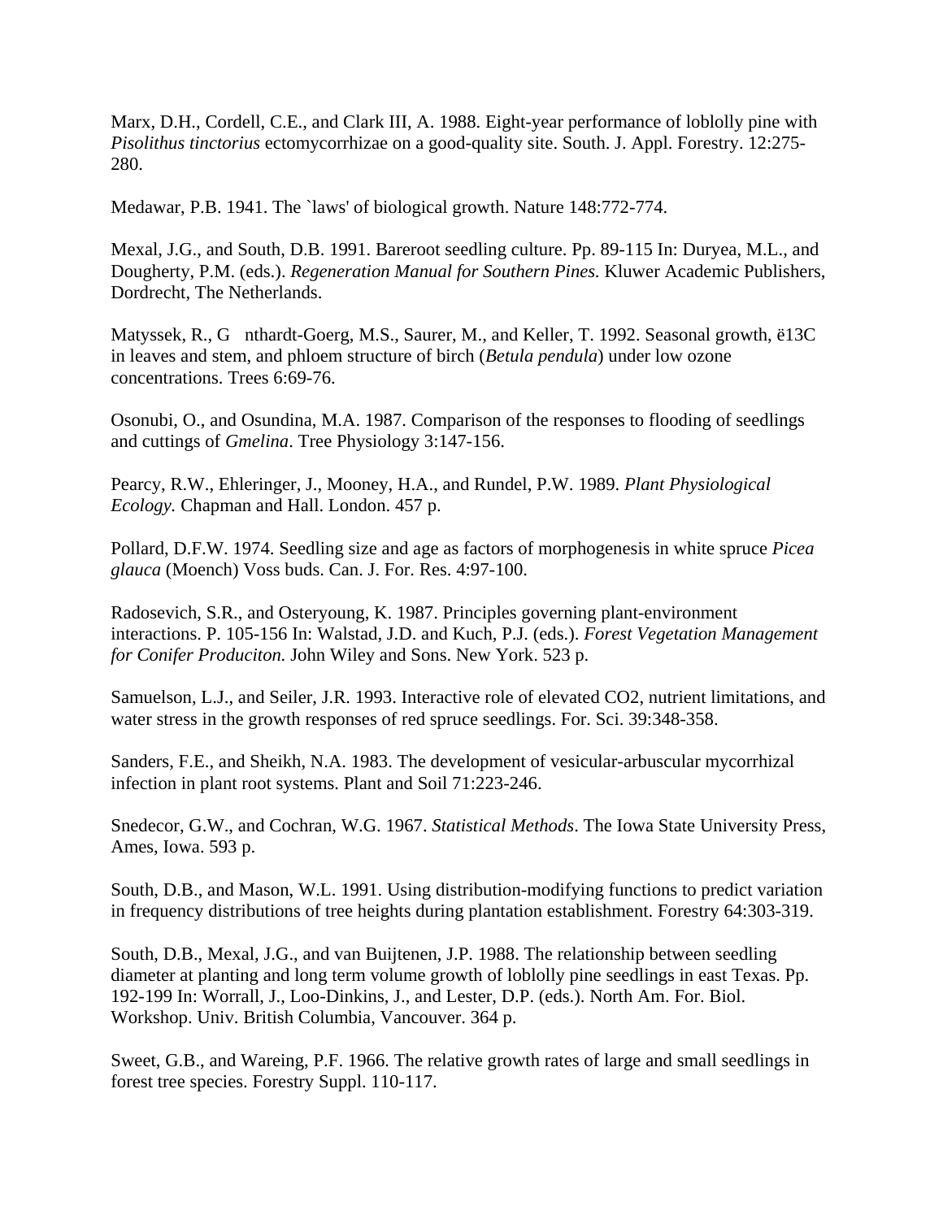Marx, D.H., Cordell, C.E., and Clark III, A. 1988. Eight-year performance of loblolly pine with *Pisolithus tinctorius* ectomycorrhizae on a good-quality site. South. J. Appl. Forestry. 12:275-280.

Medawar, P.B. 1941. The `laws' of biological growth. Nature 148:772-774.

Mexal, J.G., and South, D.B. 1991. Bareroot seedling culture. Pp. 89-115 In: Duryea, M.L., and Dougherty, P.M. (eds.). *Regeneration Manual for Southern Pines.* Kluwer Academic Publishers, Dordrecht, The Netherlands.

Matyssek, R., G nthardt-Goerg, M.S., Saurer, M., and Keller, T. 1992. Seasonal growth, ë13C in leaves and stem, and phloem structure of birch (*Betula pendula*) under low ozone concentrations. Trees 6:69-76.

Osonubi, O., and Osundina, M.A. 1987. Comparison of the responses to flooding of seedlings and cuttings of *Gmelina*. Tree Physiology 3:147-156.

Pearcy, R.W., Ehleringer, J., Mooney, H.A., and Rundel, P.W. 1989. *Plant Physiological Ecology.* Chapman and Hall. London. 457 p.

Pollard, D.F.W. 1974. Seedling size and age as factors of morphogenesis in white spruce *Picea glauca* (Moench) Voss buds. Can. J. For. Res. 4:97-100.

Radosevich, S.R., and Osteryoung, K. 1987. Principles governing plant-environment interactions. P. 105-156 In: Walstad, J.D. and Kuch, P.J. (eds.). *Forest Vegetation Management for Conifer Produciton.* John Wiley and Sons. New York. 523 p.

Samuelson, L.J., and Seiler, J.R. 1993. Interactive role of elevated CO2, nutrient limitations, and water stress in the growth responses of red spruce seedlings. For. Sci. 39:348-358.

Sanders, F.E., and Sheikh, N.A. 1983. The development of vesicular-arbuscular mycorrhizal infection in plant root systems. Plant and Soil 71:223-246.

Snedecor, G.W., and Cochran, W.G. 1967. *Statistical Methods*. The Iowa State University Press, Ames, Iowa. 593 p.

South, D.B., and Mason, W.L. 1991. Using distribution-modifying functions to predict variation in frequency distributions of tree heights during plantation establishment. Forestry 64:303-319.

South, D.B., Mexal, J.G., and van Buijtenen, J.P. 1988. The relationship between seedling diameter at planting and long term volume growth of loblolly pine seedlings in east Texas. Pp. 192-199 In: Worrall, J., Loo-Dinkins, J., and Lester, D.P. (eds.). North Am. For. Biol. Workshop. Univ. British Columbia, Vancouver. 364 p.

Sweet, G.B., and Wareing, P.F. 1966. The relative growth rates of large and small seedlings in forest tree species. Forestry Suppl. 110-117.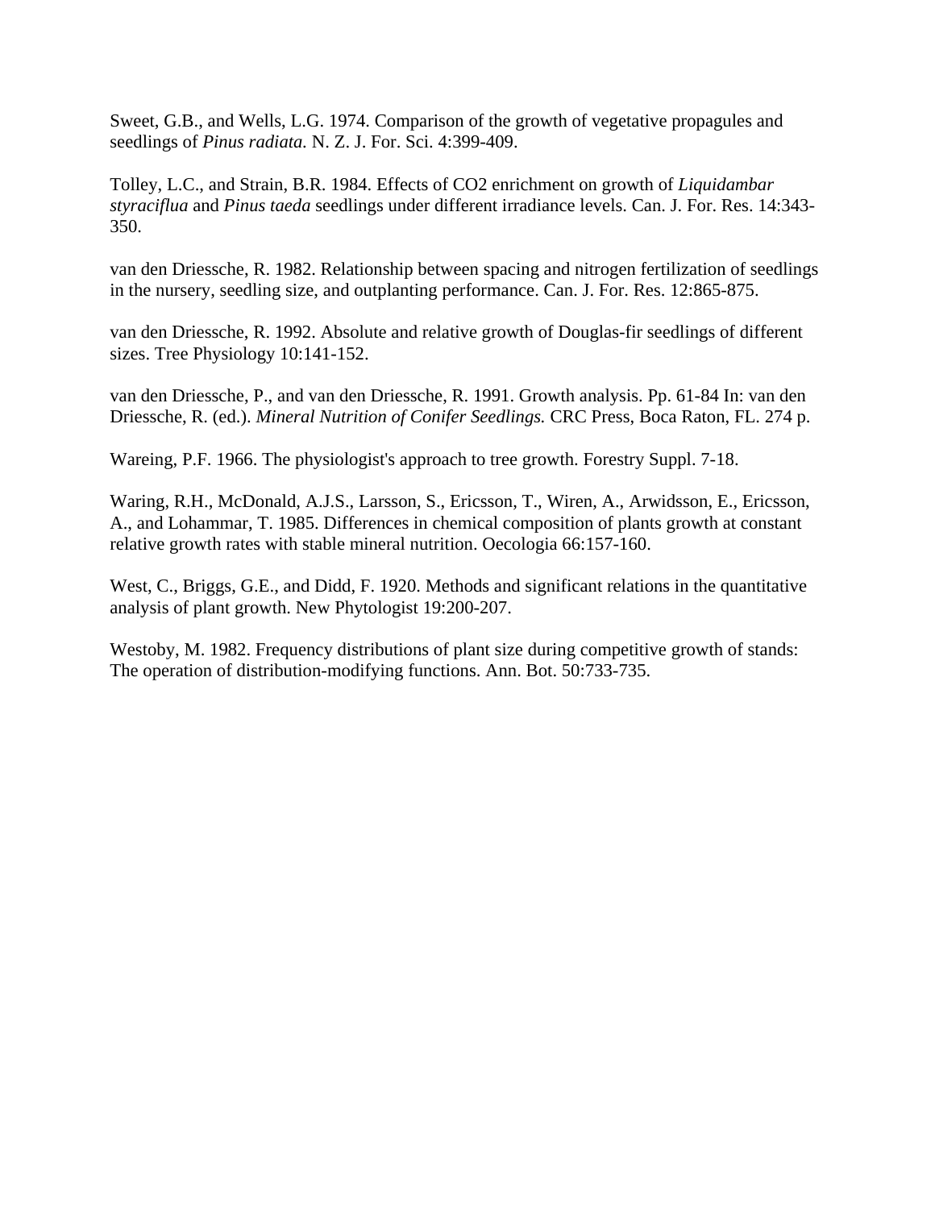Sweet, G.B., and Wells, L.G. 1974. Comparison of the growth of vegetative propagules and seedlings of *Pinus radiata*. N. Z. J. For. Sci. 4:399-409.

Tolley, L.C., and Strain, B.R. 1984. Effects of CO2 enrichment on growth of *Liquidambar styraciflua* and *Pinus taeda* seedlings under different irradiance levels. Can. J. For. Res. 14:343-350.

van den Driessche, R. 1982. Relationship between spacing and nitrogen fertilization of seedlings in the nursery, seedling size, and outplanting performance. Can. J. For. Res. 12:865-875.

van den Driessche, R. 1992. Absolute and relative growth of Douglas-fir seedlings of different sizes. Tree Physiology 10:141-152.

van den Driessche, P., and van den Driessche, R. 1991. Growth analysis. Pp. 61-84 In: van den Driessche, R. (ed.). *Mineral Nutrition of Conifer Seedlings.* CRC Press, Boca Raton, FL. 274 p.

Wareing, P.F. 1966. The physiologist's approach to tree growth. Forestry Suppl. 7-18.

Waring, R.H., McDonald, A.J.S., Larsson, S., Ericsson, T., Wiren, A., Arwidsson, E., Ericsson, A., and Lohammar, T. 1985. Differences in chemical composition of plants growth at constant relative growth rates with stable mineral nutrition. Oecologia 66:157-160.

West, C., Briggs, G.E., and Didd, F. 1920. Methods and significant relations in the quantitative analysis of plant growth. New Phytologist 19:200-207.

Westoby, M. 1982. Frequency distributions of plant size during competitive growth of stands: The operation of distribution-modifying functions. Ann. Bot. 50:733-735.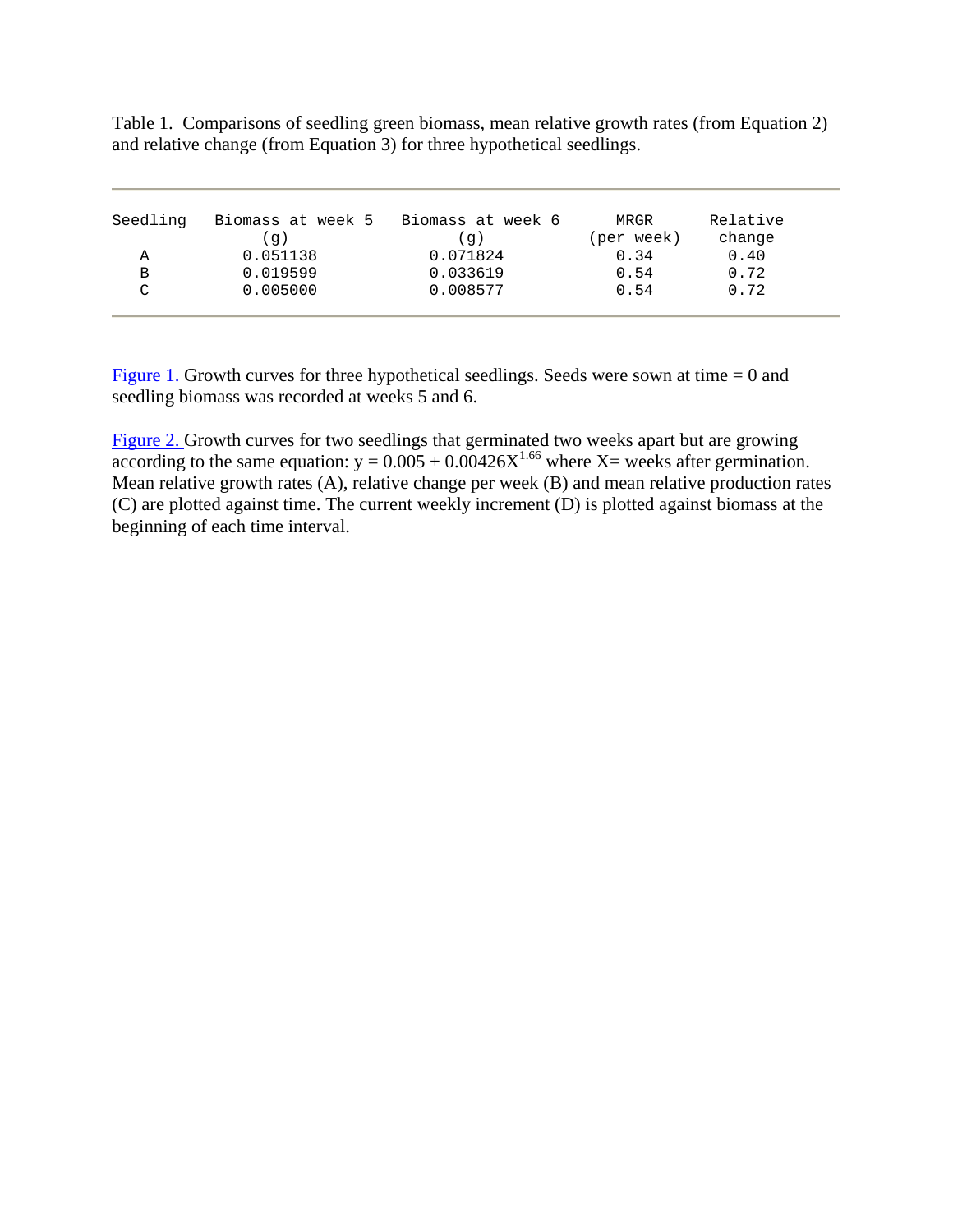Table 1. Comparisons of seedling green biomass, mean relative growth rates (from Equation 2) and relative change (from Equation 3) for three hypothetical seedlings.

| Seedling | Biomass at week 5 (g) | Biomass at week 6 (g) | MRGR (per week) | Relative change |
| --- | --- | --- | --- | --- |
| A | 0.051138 | 0.071824 | 0.34 | 0.40 |
| B | 0.019599 | 0.033619 | 0.54 | 0.72 |
| C | 0.005000 | 0.008577 | 0.54 | 0.72 |

Figure 1. Growth curves for three hypothetical seedlings. Seeds were sown at time = 0 and seedling biomass was recorded at weeks 5 and 6.

Figure 2. Growth curves for two seedlings that germinated two weeks apart but are growing according to the same equation: $y = 0.005 + 0.00426X^{1.66}$ where X= weeks after germination. Mean relative growth rates (A), relative change per week (B) and mean relative production rates (C) are plotted against time. The current weekly increment (D) is plotted against biomass at the beginning of each time interval.